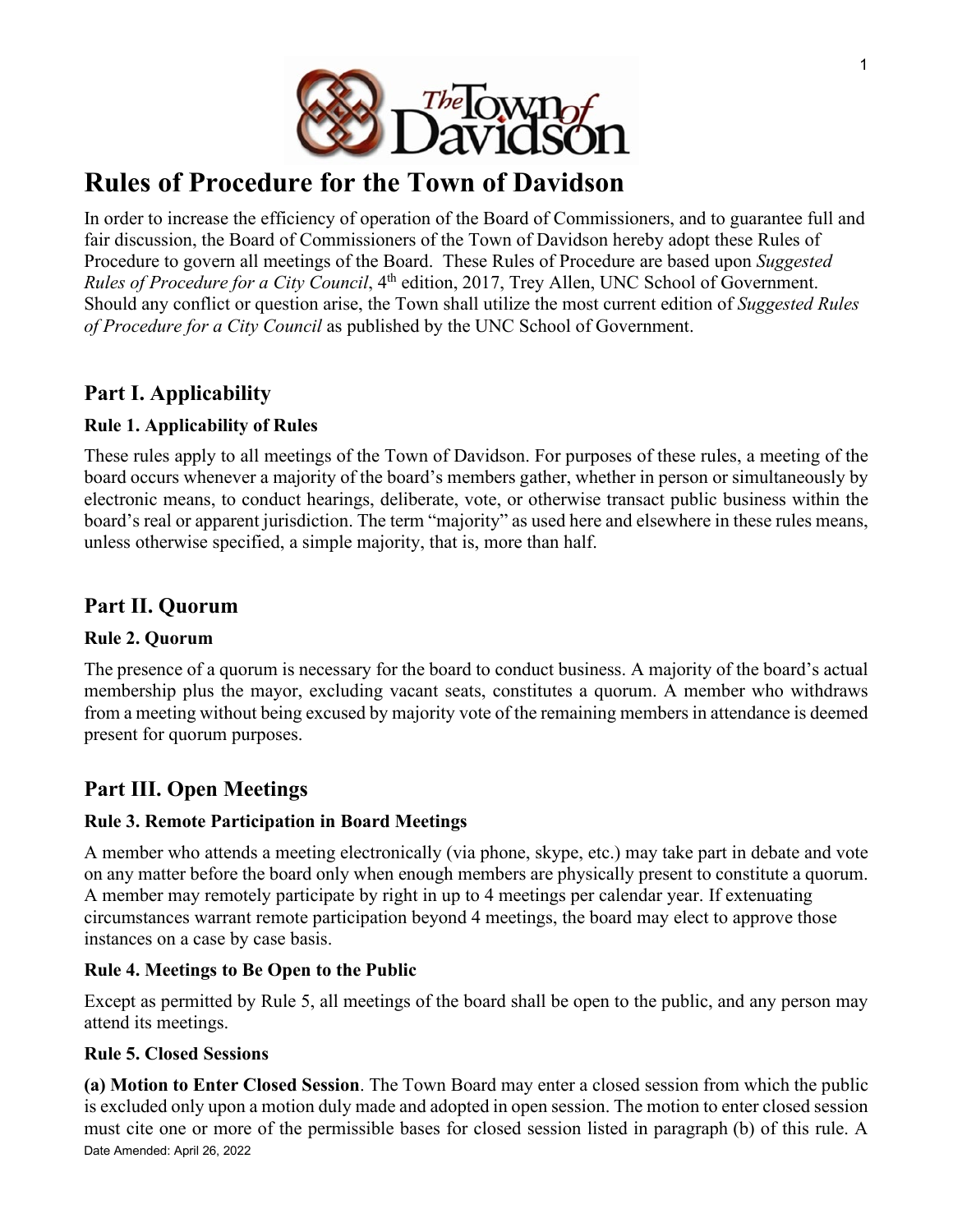# Rules of Procedure for the Town of Davidson

In order to increase the efficiency of operation of the Board of Commissioners, and to guarantee full and fair discussion, the Board of Commissioners of the Town of Davidson hereby adopt these Rules of Procedure to govern all meetings of the Board. These Rules of Procedure are based upon *Suggested Rules of Procedure for a City Council*, 4th edition, 2017, Trey Allen, UNC School of Government. Should any conflict or question arise, the Town shall utilize the most current edition of *Suggested Rules of Procedure for a City Council* as published by the UNC School of Government.

## Part I. Applicability

### Rule 1. Applicability of Rules

These rules apply to all meetings of the Town of Davidson. For purposes of these rules, a meeting of the board occurs whenever a majority of the board's members gather, whether in person or simultaneously by electronic means, to conduct hearings, deliberate, vote, or otherwise transact public business within the board's real or apparent jurisdiction. The term "majority" as used here and elsewhere in these rules means, unless otherwise specified, a simple majority, that is, more than half.

## Part II. Quorum

### Rule 2. Quorum

The presence of a quorum is necessary for the board to conduct business. A majority of the board's actual membership plus the mayor, excluding vacant seats, constitutes a quorum. A member who withdraws from a meeting without being excused by majority vote of the remaining members in attendance is deemed present for quorum purposes.

## Part III. Open Meetings

### Rule 3. Remote Participation in Board Meetings

A member who attends a meeting electronically (via phone, skype, etc.) may take part in debate and vote on any matter before the board only when enough members are physically present to constitute a quorum. A member may remotely participate by right in up to 4 meetings per calendar year. If extenuating circumstances warrant remote participation beyond 4 meetings, the board may elect to approve those instances on a case by case basis.

### Rule 4. Meetings to Be Open to the Public

Except as permitted by Rule 5, all meetings of the board shall be open to the public, and any person may attend its meetings.

### Rule 5. Closed Sessions

**(a) Motion to Enter Closed Session**. The Town Board may enter a closed session from which the public is excluded only upon a motion duly made and adopted in open session. The motion to enter closed session must cite one or more of the permissible bases for closed session listed in paragraph (b) of this rule. A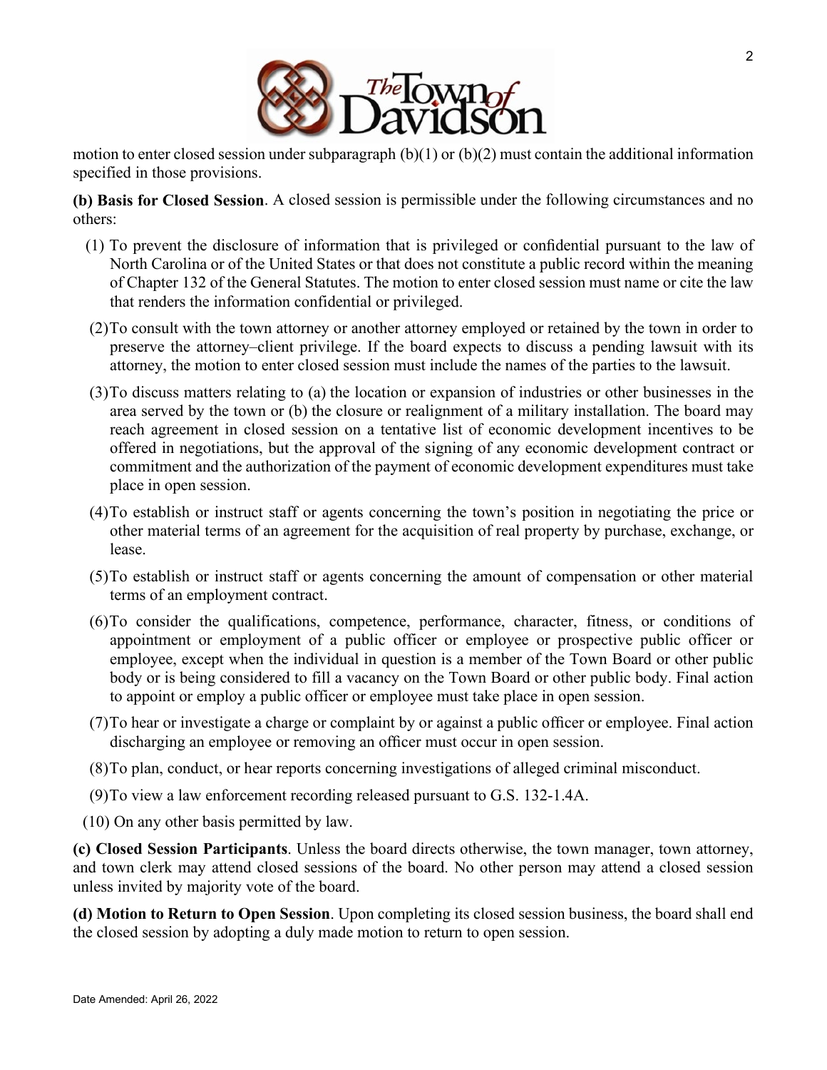motion to enter closed session under subparagraph (b)(1) or (b)(2) must contain the additional information specified in those provisions.

**(b) Basis for Closed Session**. A closed session is permissible under the following circumstances and no others:

(1) To prevent the disclosure of information that is privileged or confidential pursuant to the law of North Carolina or of the United States or that does not constitute a public record within the meaning of Chapter 132 of the General Statutes. The motion to enter closed session must name or cite the law that renders the information confidential or privileged.

(2) To consult with the town attorney or another attorney employed or retained by the town in order to preserve the attorney–client privilege. If the board expects to discuss a pending lawsuit with its attorney, the motion to enter closed session must include the names of the parties to the lawsuit.

(3) To discuss matters relating to (a) the location or expansion of industries or other businesses in the area served by the town or (b) the closure or realignment of a military installation. The board may reach agreement in closed session on a tentative list of economic development incentives to be offered in negotiations, but the approval of the signing of any economic development contract or commitment and the authorization of the payment of economic development expenditures must take place in open session.

(4) To establish or instruct staff or agents concerning the town's position in negotiating the price or other material terms of an agreement for the acquisition of real property by purchase, exchange, or lease.

(5) To establish or instruct staff or agents concerning the amount of compensation or other material terms of an employment contract.

(6) To consider the qualifications, competence, performance, character, fitness, or conditions of appointment or employment of a public officer or employee or prospective public officer or employee, except when the individual in question is a member of the Town Board or other public body or is being considered to fill a vacancy on the Town Board or other public body. Final action to appoint or employ a public officer or employee must take place in open session.

(7) To hear or investigate a charge or complaint by or against a public officer or employee. Final action discharging an employee or removing an officer must occur in open session.

(8) To plan, conduct, or hear reports concerning investigations of alleged criminal misconduct.

(9) To view a law enforcement recording released pursuant to G.S. 132-1.4A.

(10) On any other basis permitted by law.

**(c) Closed Session Participants**. Unless the board directs otherwise, the town manager, town attorney, and town clerk may attend closed sessions of the board. No other person may attend a closed session unless invited by majority vote of the board.

**(d) Motion to Return to Open Session**. Upon completing its closed session business, the board shall end the closed session by adopting a duly made motion to return to open session.

Date Amended: April 26, 2022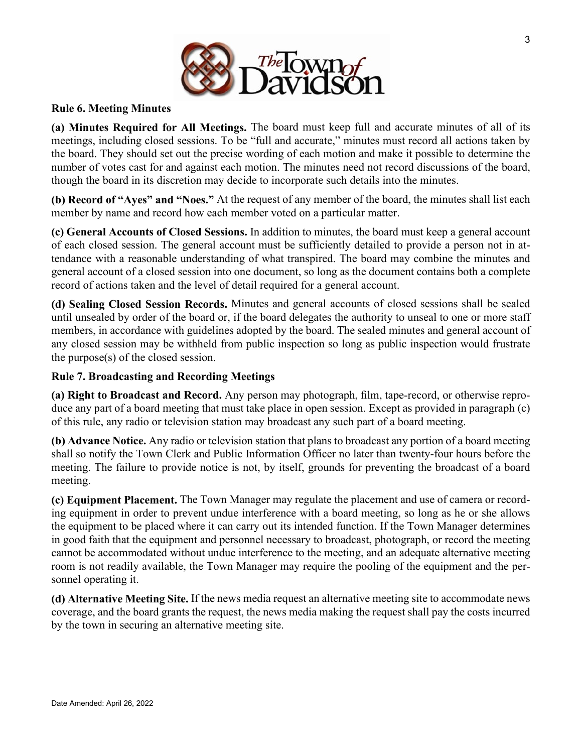**Rule 6. Meeting Minutes**

**(a) Minutes Required for All Meetings.** The board must keep full and accurate minutes of all of its meetings, including closed sessions. To be "full and accurate," minutes must record all actions taken by the board. They should set out the precise wording of each motion and make it possible to determine the number of votes cast for and against each motion. The minutes need not record discussions of the board, though the board in its discretion may decide to incorporate such details into the minutes.

**(b) Record of "Ayes" and "Noes."** At the request of any member of the board, the minutes shall list each member by name and record how each member voted on a particular matter.

**(c) General Accounts of Closed Sessions.** In addition to minutes, the board must keep a general account of each closed session. The general account must be sufficiently detailed to provide a person not in attendance with a reasonable understanding of what transpired. The board may combine the minutes and general account of a closed session into one document, so long as the document contains both a complete record of actions taken and the level of detail required for a general account.

**(d) Sealing Closed Session Records.** Minutes and general accounts of closed sessions shall be sealed until unsealed by order of the board or, if the board delegates the authority to unseal to one or more staff members, in accordance with guidelines adopted by the board. The sealed minutes and general account of any closed session may be withheld from public inspection so long as public inspection would frustrate the purpose(s) of the closed session.

**Rule 7. Broadcasting and Recording Meetings**

**(a) Right to Broadcast and Record.** Any person may photograph, film, tape-record, or otherwise reproduce any part of a board meeting that must take place in open session. Except as provided in paragraph (c) of this rule, any radio or television station may broadcast any such part of a board meeting.

**(b) Advance Notice.** Any radio or television station that plans to broadcast any portion of a board meeting shall so notify the Town Clerk and Public Information Officer no later than twenty-four hours before the meeting. The failure to provide notice is not, by itself, grounds for preventing the broadcast of a board meeting.

**(c) Equipment Placement.** The Town Manager may regulate the placement and use of camera or recording equipment in order to prevent undue interference with a board meeting, so long as he or she allows the equipment to be placed where it can carry out its intended function. If the Town Manager determines in good faith that the equipment and personnel necessary to broadcast, photograph, or record the meeting cannot be accommodated without undue interference to the meeting, and an adequate alternative meeting room is not readily available, the Town Manager may require the pooling of the equipment and the personnel operating it.

**(d) Alternative Meeting Site.** If the news media request an alternative meeting site to accommodate news coverage, and the board grants the request, the news media making the request shall pay the costs incurred by the town in securing an alternative meeting site.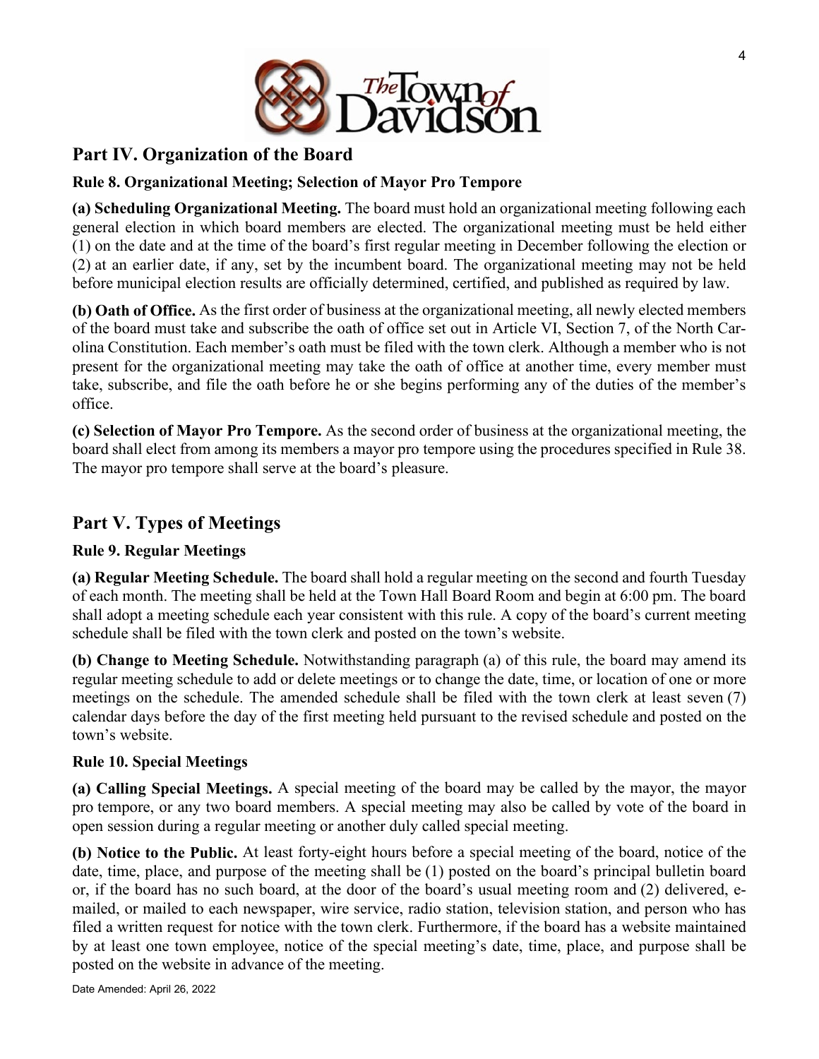## Part IV. Organization of the Board

### Rule 8. Organizational Meeting; Selection of Mayor Pro Tempore

**(a) Scheduling Organizational Meeting.** The board must hold an organizational meeting following each general election in which board members are elected. The organizational meeting must be held either (1) on the date and at the time of the board's first regular meeting in December following the election or (2) at an earlier date, if any, set by the incumbent board. The organizational meeting may not be held before municipal election results are officially determined, certified, and published as required by law.

**(b) Oath of Office.** As the first order of business at the organizational meeting, all newly elected members of the board must take and subscribe the oath of office set out in Article VI, Section 7, of the North Carolina Constitution. Each member's oath must be filed with the town clerk. Although a member who is not present for the organizational meeting may take the oath of office at another time, every member must take, subscribe, and file the oath before he or she begins performing any of the duties of the member's office.

**(c) Selection of Mayor Pro Tempore.** As the second order of business at the organizational meeting, the board shall elect from among its members a mayor pro tempore using the procedures specified in Rule 38. The mayor pro tempore shall serve at the board's pleasure.

## Part V. Types of Meetings

### Rule 9. Regular Meetings

**(a) Regular Meeting Schedule.** The board shall hold a regular meeting on the second and fourth Tuesday of each month. The meeting shall be held at the Town Hall Board Room and begin at 6:00 pm. The board shall adopt a meeting schedule each year consistent with this rule. A copy of the board's current meeting schedule shall be filed with the town clerk and posted on the town's website.

**(b) Change to Meeting Schedule.** Notwithstanding paragraph (a) of this rule, the board may amend its regular meeting schedule to add or delete meetings or to change the date, time, or location of one or more meetings on the schedule. The amended schedule shall be filed with the town clerk at least seven (7) calendar days before the day of the first meeting held pursuant to the revised schedule and posted on the town's website.

### Rule 10. Special Meetings

**(a) Calling Special Meetings.** A special meeting of the board may be called by the mayor, the mayor pro tempore, or any two board members. A special meeting may also be called by vote of the board in open session during a regular meeting or another duly called special meeting.

**(b) Notice to the Public.** At least forty-eight hours before a special meeting of the board, notice of the date, time, place, and purpose of the meeting shall be (1) posted on the board's principal bulletin board or, if the board has no such board, at the door of the board's usual meeting room and (2) delivered, e-mailed, or mailed to each newspaper, wire service, radio station, television station, and person who has filed a written request for notice with the town clerk. Furthermore, if the board has a website maintained by at least one town employee, notice of the special meeting's date, time, place, and purpose shall be posted on the website in advance of the meeting.

Date Amended: April 26, 2022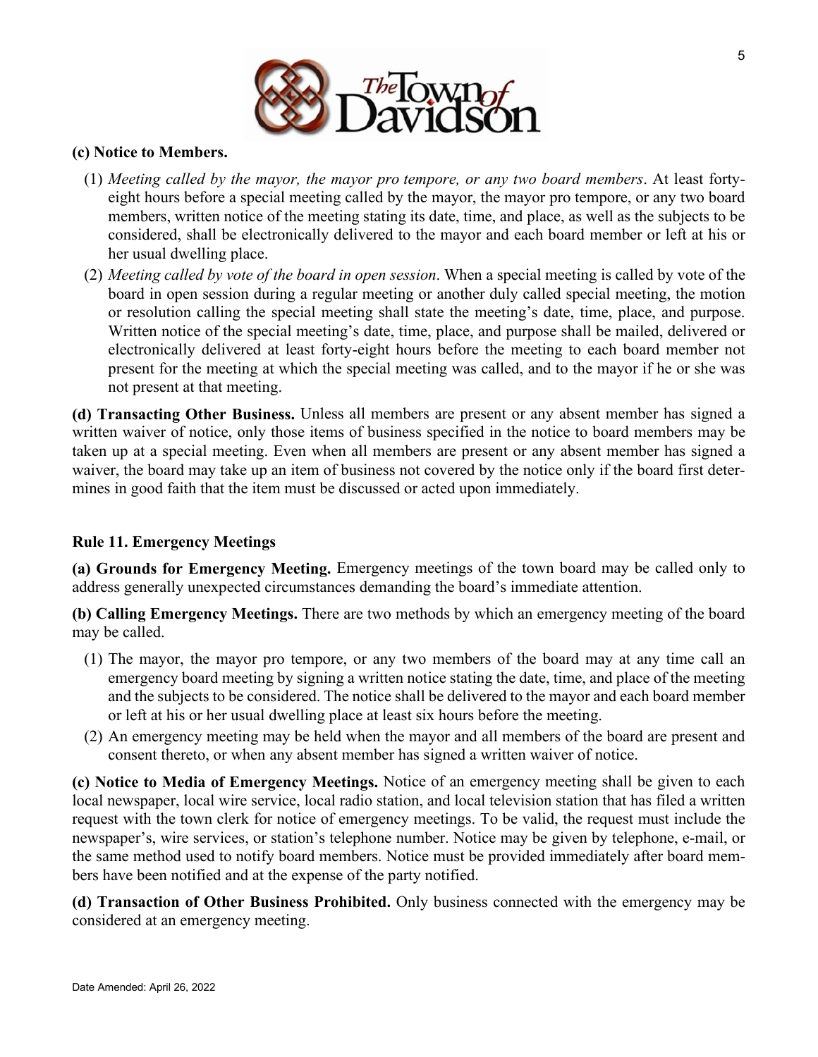**(c) Notice to Members.**

(1) *Meeting called by the mayor, the mayor pro tempore, or any two board members*. At least forty-eight hours before a special meeting called by the mayor, the mayor pro tempore, or any two board members, written notice of the meeting stating its date, time, and place, as well as the subjects to be considered, shall be electronically delivered to the mayor and each board member or left at his or her usual dwelling place.

(2) *Meeting called by vote of the board in open session*. When a special meeting is called by vote of the board in open session during a regular meeting or another duly called special meeting, the motion or resolution calling the special meeting shall state the meeting's date, time, place, and purpose. Written notice of the special meeting's date, time, place, and purpose shall be mailed, delivered or electronically delivered at least forty-eight hours before the meeting to each board member not present for the meeting at which the special meeting was called, and to the mayor if he or she was not present at that meeting.

**(d) Transacting Other Business.** Unless all members are present or any absent member has signed a written waiver of notice, only those items of business specified in the notice to board members may be taken up at a special meeting. Even when all members are present or any absent member has signed a waiver, the board may take up an item of business not covered by the notice only if the board first determines in good faith that the item must be discussed or acted upon immediately.

### Rule 11. Emergency Meetings

**(a) Grounds for Emergency Meeting.** Emergency meetings of the town board may be called only to address generally unexpected circumstances demanding the board's immediate attention.

**(b) Calling Emergency Meetings.** There are two methods by which an emergency meeting of the board may be called.

(1) The mayor, the mayor pro tempore, or any two members of the board may at any time call an emergency board meeting by signing a written notice stating the date, time, and place of the meeting and the subjects to be considered. The notice shall be delivered to the mayor and each board member or left at his or her usual dwelling place at least six hours before the meeting.

(2) An emergency meeting may be held when the mayor and all members of the board are present and consent thereto, or when any absent member has signed a written waiver of notice.

**(c) Notice to Media of Emergency Meetings.** Notice of an emergency meeting shall be given to each local newspaper, local wire service, local radio station, and local television station that has filed a written request with the town clerk for notice of emergency meetings. To be valid, the request must include the newspaper's, wire services, or station's telephone number. Notice may be given by telephone, e-mail, or the same method used to notify board members. Notice must be provided immediately after board members have been notified and at the expense of the party notified.

**(d) Transaction of Other Business Prohibited.** Only business connected with the emergency may be considered at an emergency meeting.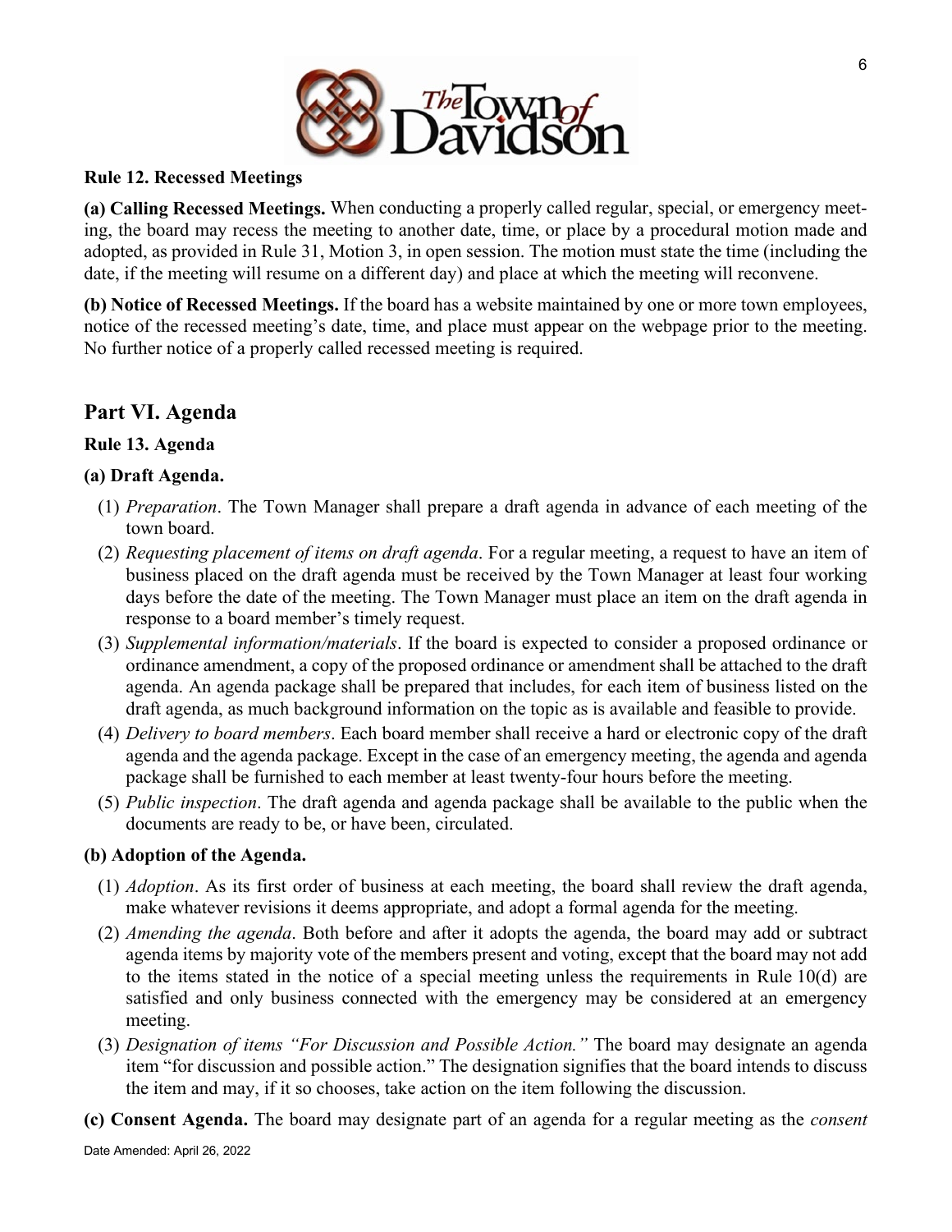**Rule 12. Recessed Meetings**

**(a) Calling Recessed Meetings.** When conducting a properly called regular, special, or emergency meeting, the board may recess the meeting to another date, time, or place by a procedural motion made and adopted, as provided in Rule 31, Motion 3, in open session. The motion must state the time (including the date, if the meeting will resume on a different day) and place at which the meeting will reconvene.

**(b) Notice of Recessed Meetings.** If the board has a website maintained by one or more town employees, notice of the recessed meeting's date, time, and place must appear on the webpage prior to the meeting. No further notice of a properly called recessed meeting is required.

## Part VI. Agenda

**Rule 13. Agenda**

**(a) Draft Agenda.**

(1) *Preparation*. The Town Manager shall prepare a draft agenda in advance of each meeting of the town board.

(2) *Requesting placement of items on draft agenda*. For a regular meeting, a request to have an item of business placed on the draft agenda must be received by the Town Manager at least four working days before the date of the meeting. The Town Manager must place an item on the draft agenda in response to a board member's timely request.

(3) *Supplemental information/materials*. If the board is expected to consider a proposed ordinance or ordinance amendment, a copy of the proposed ordinance or amendment shall be attached to the draft agenda. An agenda package shall be prepared that includes, for each item of business listed on the draft agenda, as much background information on the topic as is available and feasible to provide.

(4) *Delivery to board members*. Each board member shall receive a hard or electronic copy of the draft agenda and the agenda package. Except in the case of an emergency meeting, the agenda and agenda package shall be furnished to each member at least twenty-four hours before the meeting.

(5) *Public inspection*. The draft agenda and agenda package shall be available to the public when the documents are ready to be, or have been, circulated.

**(b) Adoption of the Agenda.**

(1) *Adoption*. As its first order of business at each meeting, the board shall review the draft agenda, make whatever revisions it deems appropriate, and adopt a formal agenda for the meeting.

(2) *Amending the agenda*. Both before and after it adopts the agenda, the board may add or subtract agenda items by majority vote of the members present and voting, except that the board may not add to the items stated in the notice of a special meeting unless the requirements in Rule 10(d) are satisfied and only business connected with the emergency may be considered at an emergency meeting.

(3) *Designation of items "For Discussion and Possible Action."* The board may designate an agenda item "for discussion and possible action." The designation signifies that the board intends to discuss the item and may, if it so chooses, take action on the item following the discussion.

**(c) Consent Agenda.** The board may designate part of an agenda for a regular meeting as the *consent*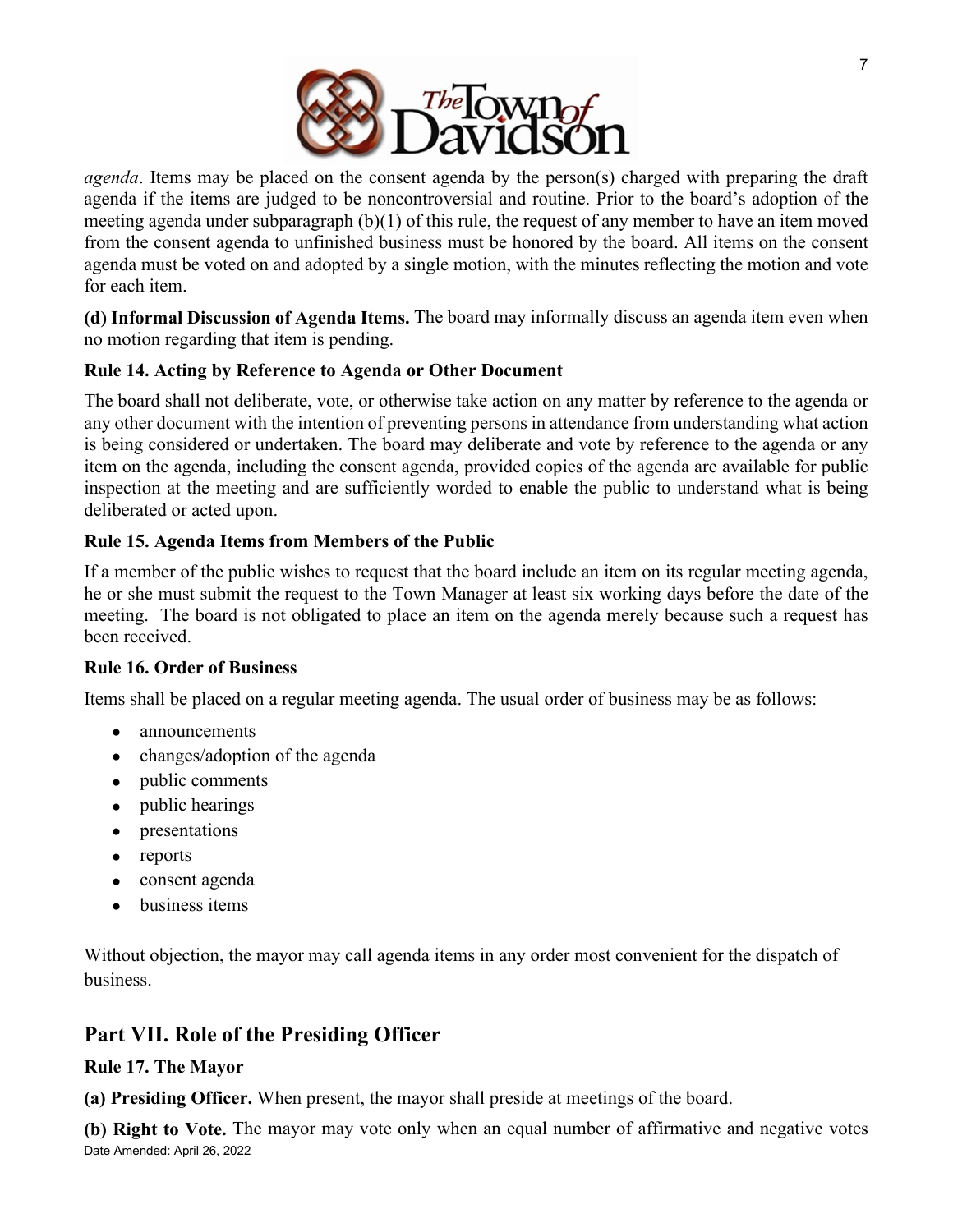*agenda*. Items may be placed on the consent agenda by the person(s) charged with preparing the draft agenda if the items are judged to be noncontroversial and routine. Prior to the board's adoption of the meeting agenda under subparagraph (b)(1) of this rule, the request of any member to have an item moved from the consent agenda to unfinished business must be honored by the board. All items on the consent agenda must be voted on and adopted by a single motion, with the minutes reflecting the motion and vote for each item.

**(d) Informal Discussion of Agenda Items.** The board may informally discuss an agenda item even when no motion regarding that item is pending.

### Rule 14. Acting by Reference to Agenda or Other Document

The board shall not deliberate, vote, or otherwise take action on any matter by reference to the agenda or any other document with the intention of preventing persons in attendance from understanding what action is being considered or undertaken. The board may deliberate and vote by reference to the agenda or any item on the agenda, including the consent agenda, provided copies of the agenda are available for public inspection at the meeting and are sufficiently worded to enable the public to understand what is being deliberated or acted upon.

### Rule 15. Agenda Items from Members of the Public

If a member of the public wishes to request that the board include an item on its regular meeting agenda, he or she must submit the request to the Town Manager at least six working days before the date of the meeting. The board is not obligated to place an item on the agenda merely because such a request has been received.

### Rule 16. Order of Business

Items shall be placed on a regular meeting agenda. The usual order of business may be as follows:

- announcements
- changes/adoption of the agenda
- public comments
- public hearings
- presentations
- reports
- consent agenda
- business items

Without objection, the mayor may call agenda items in any order most convenient for the dispatch of business.

## Part VII. Role of the Presiding Officer

### Rule 17. The Mayor

**(a) Presiding Officer.** When present, the mayor shall preside at meetings of the board.

**(b) Right to Vote.** The mayor may vote only when an equal number of affirmative and negative votes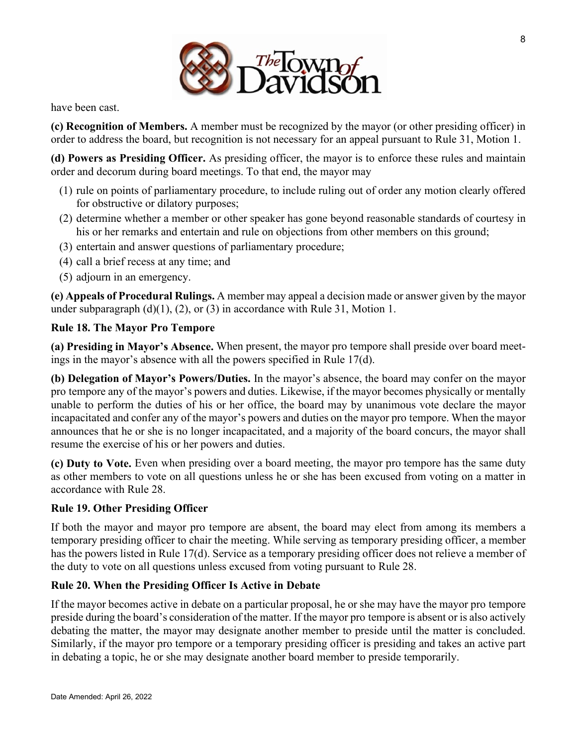have been cast.

**(c) Recognition of Members.** A member must be recognized by the mayor (or other presiding officer) in order to address the board, but recognition is not necessary for an appeal pursuant to Rule 31, Motion 1.

**(d) Powers as Presiding Officer.** As presiding officer, the mayor is to enforce these rules and maintain order and decorum during board meetings. To that end, the mayor may

(1) rule on points of parliamentary procedure, to include ruling out of order any motion clearly offered for obstructive or dilatory purposes;
(2) determine whether a member or other speaker has gone beyond reasonable standards of courtesy in his or her remarks and entertain and rule on objections from other members on this ground;
(3) entertain and answer questions of parliamentary procedure;
(4) call a brief recess at any time; and
(5) adjourn in an emergency.

**(e) Appeals of Procedural Rulings.** A member may appeal a decision made or answer given by the mayor under subparagraph (d)(1), (2), or (3) in accordance with Rule 31, Motion 1.

### Rule 18. The Mayor Pro Tempore

**(a) Presiding in Mayor's Absence.** When present, the mayor pro tempore shall preside over board meetings in the mayor's absence with all the powers specified in Rule 17(d).

**(b) Delegation of Mayor's Powers/Duties.** In the mayor's absence, the board may confer on the mayor pro tempore any of the mayor's powers and duties. Likewise, if the mayor becomes physically or mentally unable to perform the duties of his or her office, the board may by unanimous vote declare the mayor incapacitated and confer any of the mayor's powers and duties on the mayor pro tempore. When the mayor announces that he or she is no longer incapacitated, and a majority of the board concurs, the mayor shall resume the exercise of his or her powers and duties.

**(c) Duty to Vote.** Even when presiding over a board meeting, the mayor pro tempore has the same duty as other members to vote on all questions unless he or she has been excused from voting on a matter in accordance with Rule 28.

### Rule 19. Other Presiding Officer

If both the mayor and mayor pro tempore are absent, the board may elect from among its members a temporary presiding officer to chair the meeting. While serving as temporary presiding officer, a member has the powers listed in Rule 17(d). Service as a temporary presiding officer does not relieve a member of the duty to vote on all questions unless excused from voting pursuant to Rule 28.

### Rule 20. When the Presiding Officer Is Active in Debate

If the mayor becomes active in debate on a particular proposal, he or she may have the mayor pro tempore preside during the board's consideration of the matter. If the mayor pro tempore is absent or is also actively debating the matter, the mayor may designate another member to preside until the matter is concluded. Similarly, if the mayor pro tempore or a temporary presiding officer is presiding and takes an active part in debating a topic, he or she may designate another board member to preside temporarily.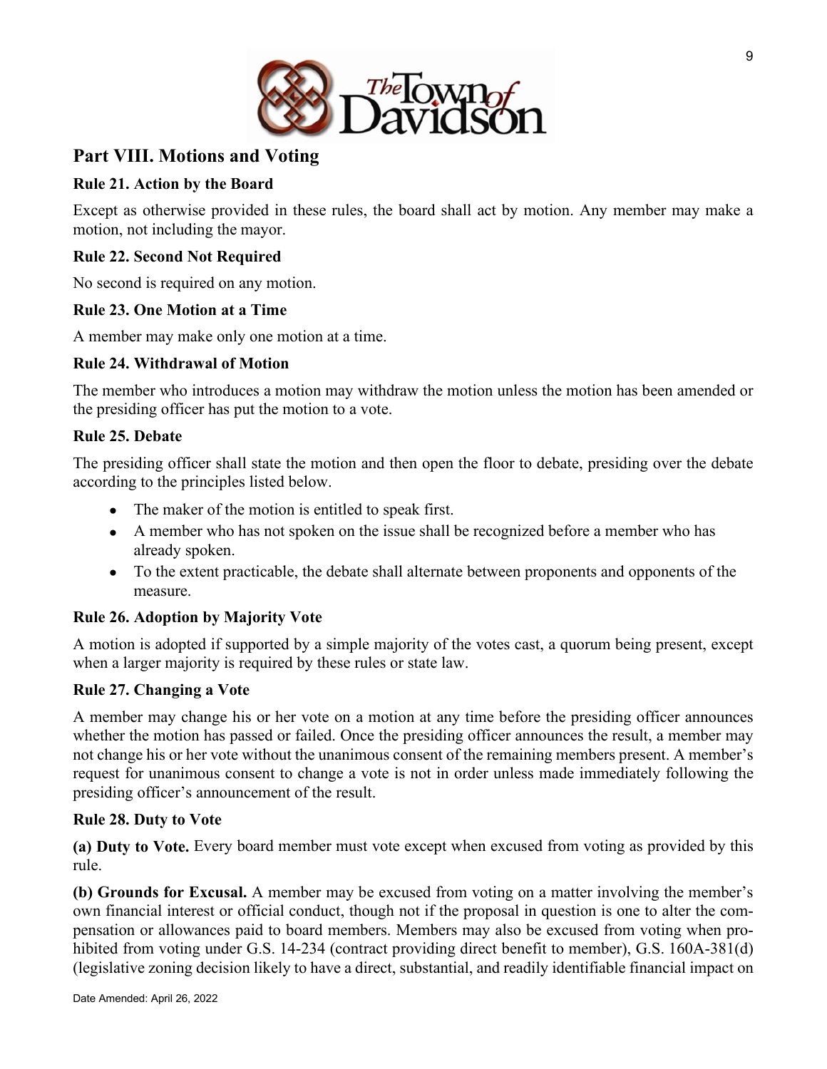## Part VIII. Motions and Voting

### Rule 21. Action by the Board

Except as otherwise provided in these rules, the board shall act by motion. Any member may make a motion, not including the mayor.

### Rule 22. Second Not Required

No second is required on any motion.

### Rule 23. One Motion at a Time

A member may make only one motion at a time.

### Rule 24. Withdrawal of Motion

The member who introduces a motion may withdraw the motion unless the motion has been amended or the presiding officer has put the motion to a vote.

### Rule 25. Debate

The presiding officer shall state the motion and then open the floor to debate, presiding over the debate according to the principles listed below.

- The maker of the motion is entitled to speak first.
- A member who has not spoken on the issue shall be recognized before a member who has already spoken.
- To the extent practicable, the debate shall alternate between proponents and opponents of the measure.

### Rule 26. Adoption by Majority Vote

A motion is adopted if supported by a simple majority of the votes cast, a quorum being present, except when a larger majority is required by these rules or state law.

### Rule 27. Changing a Vote

A member may change his or her vote on a motion at any time before the presiding officer announces whether the motion has passed or failed. Once the presiding officer announces the result, a member may not change his or her vote without the unanimous consent of the remaining members present. A member's request for unanimous consent to change a vote is not in order unless made immediately following the presiding officer's announcement of the result.

### Rule 28. Duty to Vote

**(a) Duty to Vote.** Every board member must vote except when excused from voting as provided by this rule.

**(b) Grounds for Excusal.** A member may be excused from voting on a matter involving the member's own financial interest or official conduct, though not if the proposal in question is one to alter the compensation or allowances paid to board members. Members may also be excused from voting when prohibited from voting under G.S. 14-234 (contract providing direct benefit to member), G.S. 160A-381(d) (legislative zoning decision likely to have a direct, substantial, and readily identifiable financial impact on

Date Amended: April 26, 2022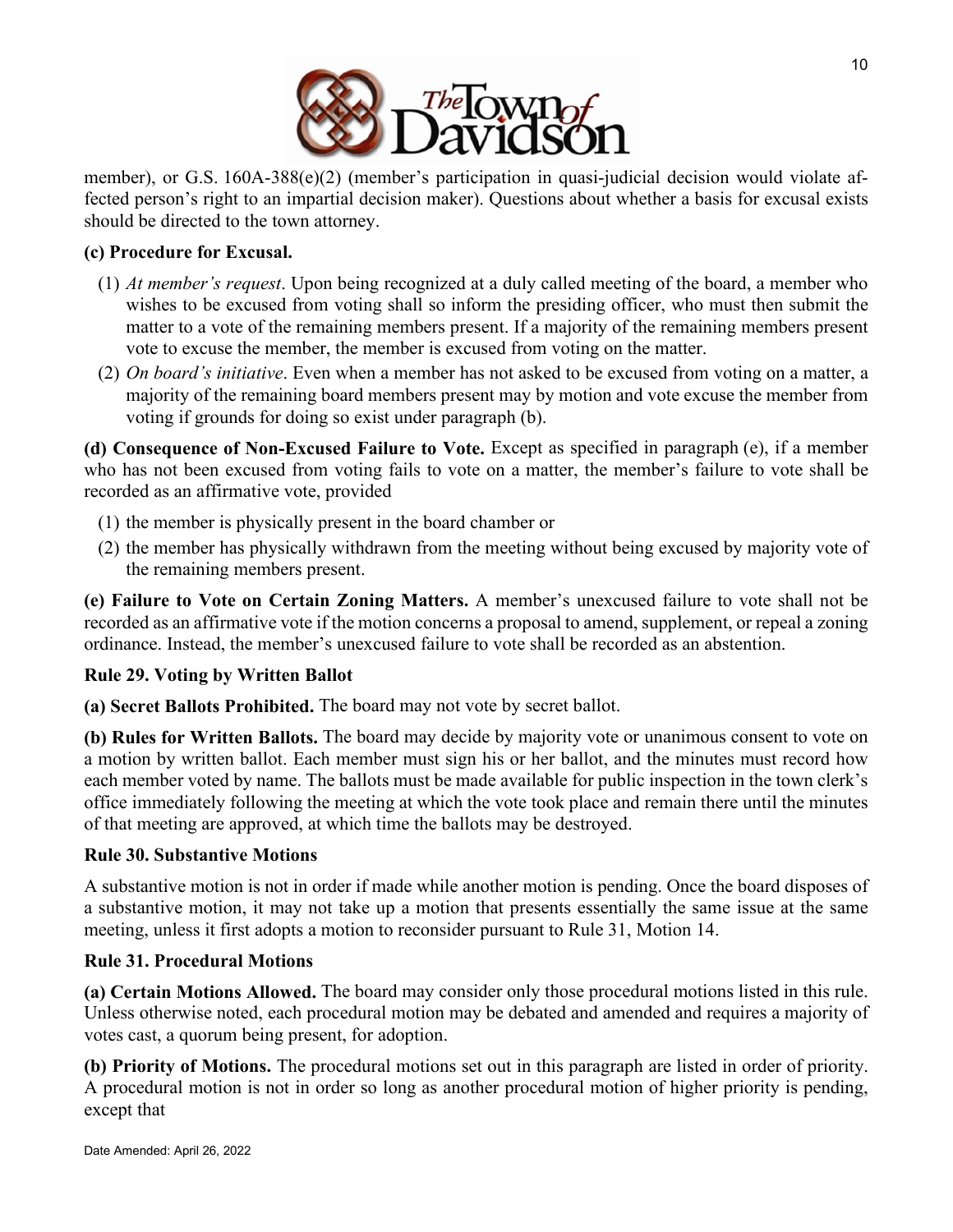member), or G.S. 160A-388(e)(2) (member's participation in quasi-judicial decision would violate affected person's right to an impartial decision maker). Questions about whether a basis for excusal exists should be directed to the town attorney.

**(c) Procedure for Excusal.**

(1) *At member's request*. Upon being recognized at a duly called meeting of the board, a member who wishes to be excused from voting shall so inform the presiding officer, who must then submit the matter to a vote of the remaining members present. If a majority of the remaining members present vote to excuse the member, the member is excused from voting on the matter.

(2) *On board's initiative*. Even when a member has not asked to be excused from voting on a matter, a majority of the remaining board members present may by motion and vote excuse the member from voting if grounds for doing so exist under paragraph (b).

**(d) Consequence of Non-Excused Failure to Vote.** Except as specified in paragraph (e), if a member who has not been excused from voting fails to vote on a matter, the member's failure to vote shall be recorded as an affirmative vote, provided

(1) the member is physically present in the board chamber or

(2) the member has physically withdrawn from the meeting without being excused by majority vote of the remaining members present.

**(e) Failure to Vote on Certain Zoning Matters.** A member's unexcused failure to vote shall not be recorded as an affirmative vote if the motion concerns a proposal to amend, supplement, or repeal a zoning ordinance. Instead, the member's unexcused failure to vote shall be recorded as an abstention.

**Rule 29. Voting by Written Ballot**

**(a) Secret Ballots Prohibited.** The board may not vote by secret ballot.

**(b) Rules for Written Ballots.** The board may decide by majority vote or unanimous consent to vote on a motion by written ballot. Each member must sign his or her ballot, and the minutes must record how each member voted by name. The ballots must be made available for public inspection in the town clerk's office immediately following the meeting at which the vote took place and remain there until the minutes of that meeting are approved, at which time the ballots may be destroyed.

**Rule 30. Substantive Motions**

A substantive motion is not in order if made while another motion is pending. Once the board disposes of a substantive motion, it may not take up a motion that presents essentially the same issue at the same meeting, unless it first adopts a motion to reconsider pursuant to Rule 31, Motion 14.

**Rule 31. Procedural Motions**

**(a) Certain Motions Allowed.** The board may consider only those procedural motions listed in this rule. Unless otherwise noted, each procedural motion may be debated and amended and requires a majority of votes cast, a quorum being present, for adoption.

**(b) Priority of Motions.** The procedural motions set out in this paragraph are listed in order of priority. A procedural motion is not in order so long as another procedural motion of higher priority is pending, except that

Date Amended: April 26, 2022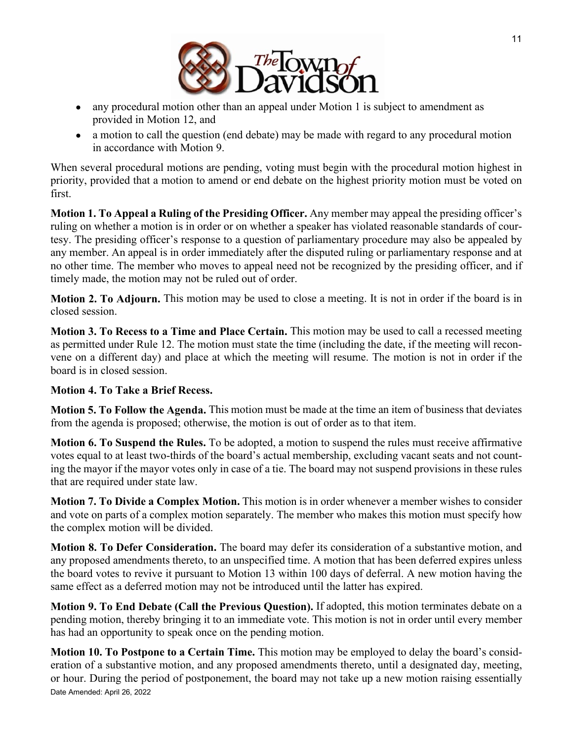- any procedural motion other than an appeal under Motion 1 is subject to amendment as provided in Motion 12, and
- a motion to call the question (end debate) may be made with regard to any procedural motion in accordance with Motion 9.

When several procedural motions are pending, voting must begin with the procedural motion highest in priority, provided that a motion to amend or end debate on the highest priority motion must be voted on first.

**Motion 1. To Appeal a Ruling of the Presiding Officer.** Any member may appeal the presiding officer's ruling on whether a motion is in order or on whether a speaker has violated reasonable standards of courtesy. The presiding officer's response to a question of parliamentary procedure may also be appealed by any member. An appeal is in order immediately after the disputed ruling or parliamentary response and at no other time. The member who moves to appeal need not be recognized by the presiding officer, and if timely made, the motion may not be ruled out of order.

**Motion 2. To Adjourn.** This motion may be used to close a meeting. It is not in order if the board is in closed session.

**Motion 3. To Recess to a Time and Place Certain.** This motion may be used to call a recessed meeting as permitted under Rule 12. The motion must state the time (including the date, if the meeting will reconvene on a different day) and place at which the meeting will resume. The motion is not in order if the board is in closed session.

**Motion 4. To Take a Brief Recess.**

**Motion 5. To Follow the Agenda.** This motion must be made at the time an item of business that deviates from the agenda is proposed; otherwise, the motion is out of order as to that item.

**Motion 6. To Suspend the Rules.** To be adopted, a motion to suspend the rules must receive affirmative votes equal to at least two-thirds of the board's actual membership, excluding vacant seats and not counting the mayor if the mayor votes only in case of a tie. The board may not suspend provisions in these rules that are required under state law.

**Motion 7. To Divide a Complex Motion.** This motion is in order whenever a member wishes to consider and vote on parts of a complex motion separately. The member who makes this motion must specify how the complex motion will be divided.

**Motion 8. To Defer Consideration.** The board may defer its consideration of a substantive motion, and any proposed amendments thereto, to an unspecified time. A motion that has been deferred expires unless the board votes to revive it pursuant to Motion 13 within 100 days of deferral. A new motion having the same effect as a deferred motion may not be introduced until the latter has expired.

**Motion 9. To End Debate (Call the Previous Question).** If adopted, this motion terminates debate on a pending motion, thereby bringing it to an immediate vote. This motion is not in order until every member has had an opportunity to speak once on the pending motion.

**Motion 10. To Postpone to a Certain Time.** This motion may be employed to delay the board's consideration of a substantive motion, and any proposed amendments thereto, until a designated day, meeting, or hour. During the period of postponement, the board may not take up a new motion raising essentially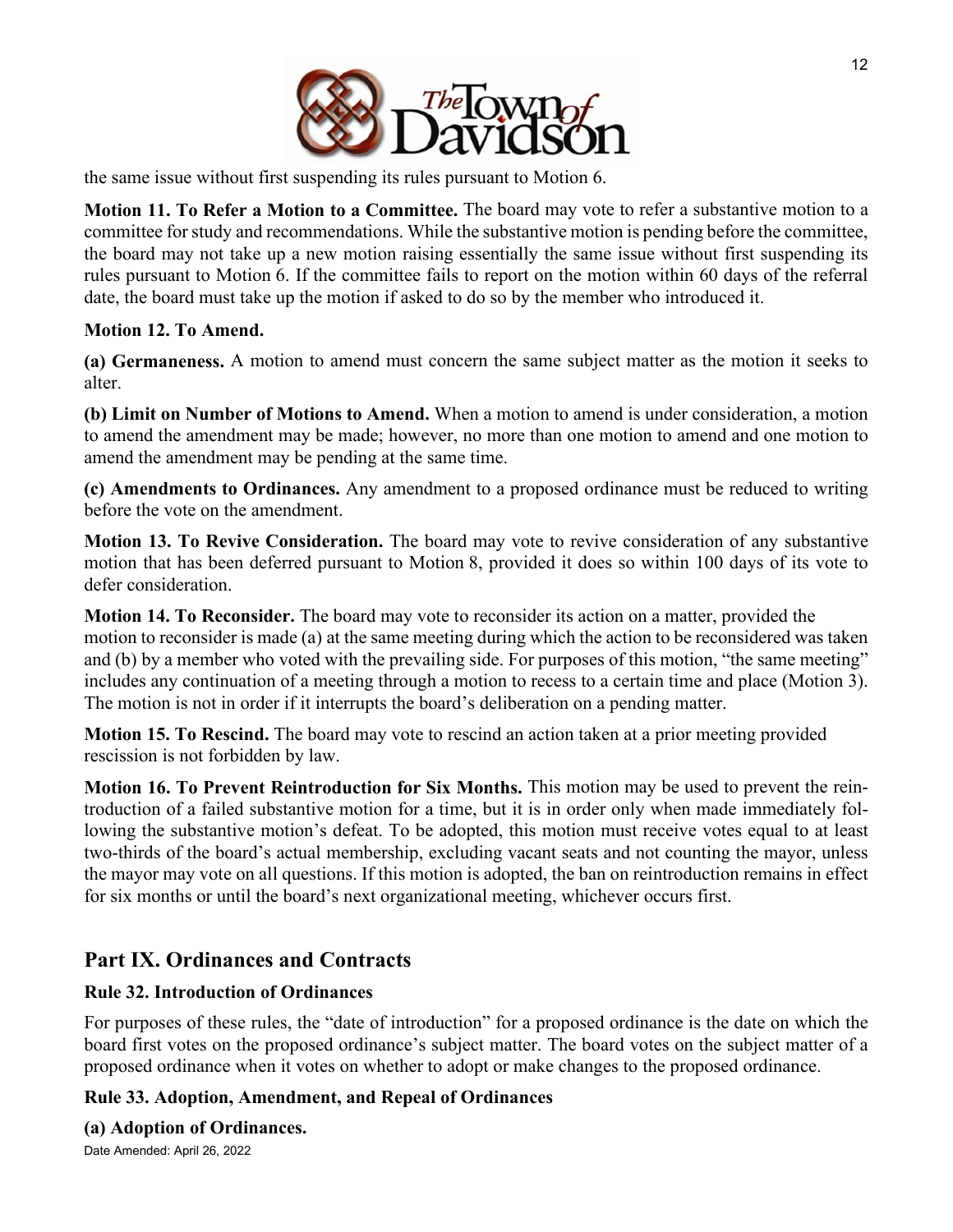the same issue without first suspending its rules pursuant to Motion 6.

**Motion 11. To Refer a Motion to a Committee.** The board may vote to refer a substantive motion to a committee for study and recommendations. While the substantive motion is pending before the committee, the board may not take up a new motion raising essentially the same issue without first suspending its rules pursuant to Motion 6. If the committee fails to report on the motion within 60 days of the referral date, the board must take up the motion if asked to do so by the member who introduced it.

**Motion 12. To Amend.**

**(a) Germaneness.** A motion to amend must concern the same subject matter as the motion it seeks to alter.

**(b) Limit on Number of Motions to Amend.** When a motion to amend is under consideration, a motion to amend the amendment may be made; however, no more than one motion to amend and one motion to amend the amendment may be pending at the same time.

**(c) Amendments to Ordinances.** Any amendment to a proposed ordinance must be reduced to writing before the vote on the amendment.

**Motion 13. To Revive Consideration.** The board may vote to revive consideration of any substantive motion that has been deferred pursuant to Motion 8, provided it does so within 100 days of its vote to defer consideration.

**Motion 14. To Reconsider.** The board may vote to reconsider its action on a matter, provided the motion to reconsider is made (a) at the same meeting during which the action to be reconsidered was taken and (b) by a member who voted with the prevailing side. For purposes of this motion, "the same meeting" includes any continuation of a meeting through a motion to recess to a certain time and place (Motion 3). The motion is not in order if it interrupts the board's deliberation on a pending matter.

**Motion 15. To Rescind.** The board may vote to rescind an action taken at a prior meeting provided rescission is not forbidden by law.

**Motion 16. To Prevent Reintroduction for Six Months.** This motion may be used to prevent the reintroduction of a failed substantive motion for a time, but it is in order only when made immediately following the substantive motion's defeat. To be adopted, this motion must receive votes equal to at least two-thirds of the board's actual membership, excluding vacant seats and not counting the mayor, unless the mayor may vote on all questions. If this motion is adopted, the ban on reintroduction remains in effect for six months or until the board's next organizational meeting, whichever occurs first.

## Part IX. Ordinances and Contracts

### Rule 32. Introduction of Ordinances

For purposes of these rules, the "date of introduction" for a proposed ordinance is the date on which the board first votes on the proposed ordinance's subject matter. The board votes on the subject matter of a proposed ordinance when it votes on whether to adopt or make changes to the proposed ordinance.

### Rule 33. Adoption, Amendment, and Repeal of Ordinances

**(a) Adoption of Ordinances.**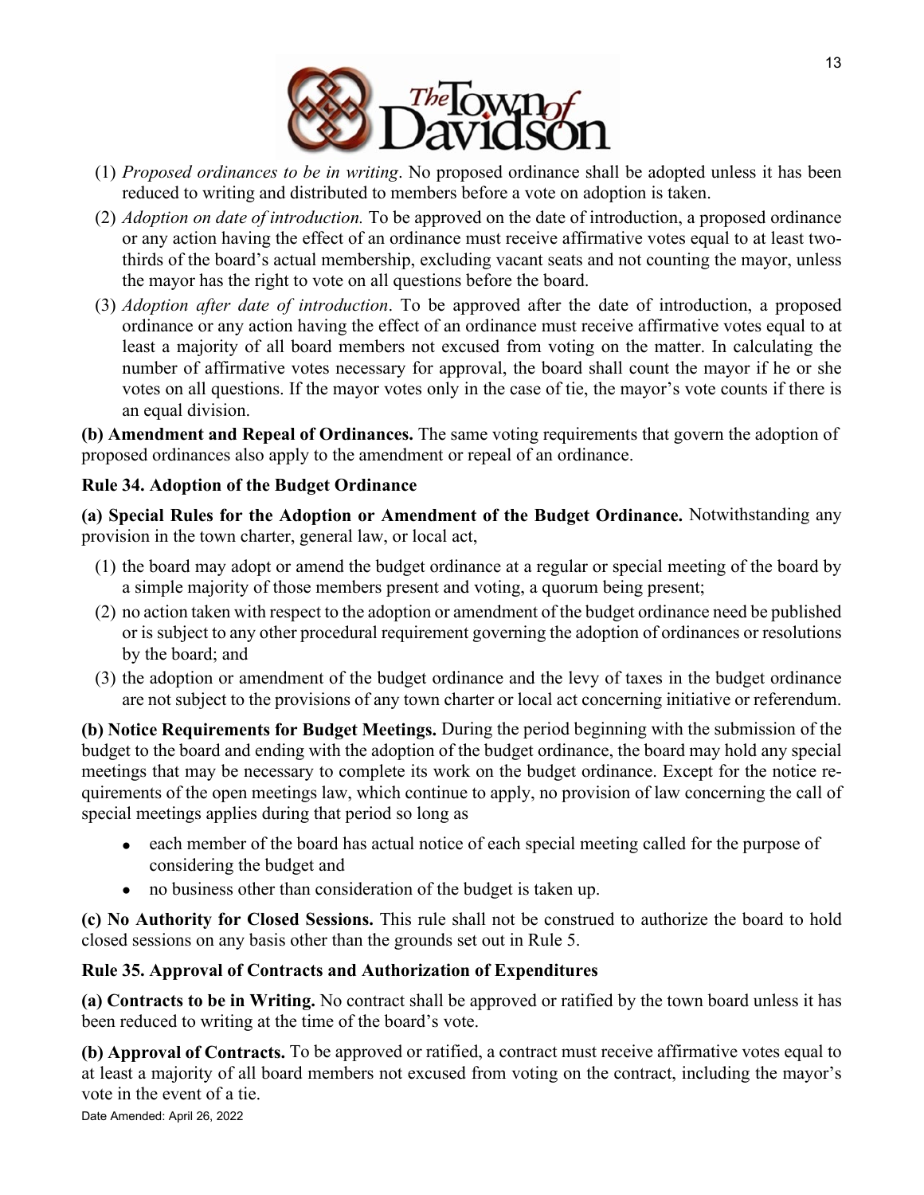(1) *Proposed ordinances to be in writing*. No proposed ordinance shall be adopted unless it has been reduced to writing and distributed to members before a vote on adoption is taken.

(2) *Adoption on date of introduction.* To be approved on the date of introduction, a proposed ordinance or any action having the effect of an ordinance must receive affirmative votes equal to at least two-thirds of the board's actual membership, excluding vacant seats and not counting the mayor, unless the mayor has the right to vote on all questions before the board.

(3) *Adoption after date of introduction*. To be approved after the date of introduction, a proposed ordinance or any action having the effect of an ordinance must receive affirmative votes equal to at least a majority of all board members not excused from voting on the matter. In calculating the number of affirmative votes necessary for approval, the board shall count the mayor if he or she votes on all questions. If the mayor votes only in the case of tie, the mayor's vote counts if there is an equal division.

**(b) Amendment and Repeal of Ordinances.** The same voting requirements that govern the adoption of proposed ordinances also apply to the amendment or repeal of an ordinance.

**Rule 34. Adoption of the Budget Ordinance**

**(a) Special Rules for the Adoption or Amendment of the Budget Ordinance.** Notwithstanding any provision in the town charter, general law, or local act,

(1) the board may adopt or amend the budget ordinance at a regular or special meeting of the board by a simple majority of those members present and voting, a quorum being present;

(2) no action taken with respect to the adoption or amendment of the budget ordinance need be published or is subject to any other procedural requirement governing the adoption of ordinances or resolutions by the board; and

(3) the adoption or amendment of the budget ordinance and the levy of taxes in the budget ordinance are not subject to the provisions of any town charter or local act concerning initiative or referendum.

**(b) Notice Requirements for Budget Meetings.** During the period beginning with the submission of the budget to the board and ending with the adoption of the budget ordinance, the board may hold any special meetings that may be necessary to complete its work on the budget ordinance. Except for the notice requirements of the open meetings law, which continue to apply, no provision of law concerning the call of special meetings applies during that period so long as

- each member of the board has actual notice of each special meeting called for the purpose of considering the budget and
- no business other than consideration of the budget is taken up.

**(c) No Authority for Closed Sessions.** This rule shall not be construed to authorize the board to hold closed sessions on any basis other than the grounds set out in Rule 5.

**Rule 35. Approval of Contracts and Authorization of Expenditures**

**(a) Contracts to be in Writing.** No contract shall be approved or ratified by the town board unless it has been reduced to writing at the time of the board's vote.

**(b) Approval of Contracts.** To be approved or ratified, a contract must receive affirmative votes equal to at least a majority of all board members not excused from voting on the contract, including the mayor's vote in the event of a tie.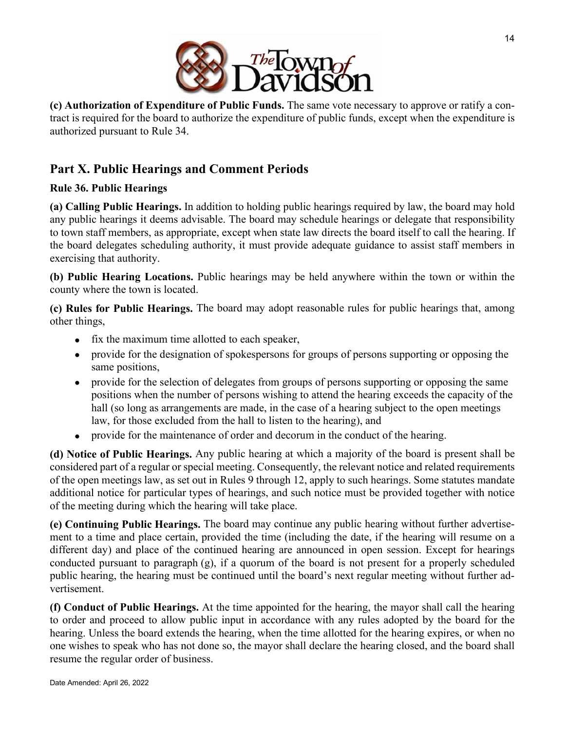**(c) Authorization of Expenditure of Public Funds.** The same vote necessary to approve or ratify a contract is required for the board to authorize the expenditure of public funds, except when the expenditure is authorized pursuant to Rule 34.

## Part X. Public Hearings and Comment Periods

### Rule 36. Public Hearings

**(a) Calling Public Hearings.** In addition to holding public hearings required by law, the board may hold any public hearings it deems advisable. The board may schedule hearings or delegate that responsibility to town staff members, as appropriate, except when state law directs the board itself to call the hearing. If the board delegates scheduling authority, it must provide adequate guidance to assist staff members in exercising that authority.

**(b) Public Hearing Locations.** Public hearings may be held anywhere within the town or within the county where the town is located.

**(c) Rules for Public Hearings.** The board may adopt reasonable rules for public hearings that, among other things,

- fix the maximum time allotted to each speaker,
- provide for the designation of spokespersons for groups of persons supporting or opposing the same positions,
- provide for the selection of delegates from groups of persons supporting or opposing the same positions when the number of persons wishing to attend the hearing exceeds the capacity of the hall (so long as arrangements are made, in the case of a hearing subject to the open meetings law, for those excluded from the hall to listen to the hearing), and
- provide for the maintenance of order and decorum in the conduct of the hearing.

**(d) Notice of Public Hearings.** Any public hearing at which a majority of the board is present shall be considered part of a regular or special meeting. Consequently, the relevant notice and related requirements of the open meetings law, as set out in Rules 9 through 12, apply to such hearings. Some statutes mandate additional notice for particular types of hearings, and such notice must be provided together with notice of the meeting during which the hearing will take place.

**(e) Continuing Public Hearings.** The board may continue any public hearing without further advertisement to a time and place certain, provided the time (including the date, if the hearing will resume on a different day) and place of the continued hearing are announced in open session. Except for hearings conducted pursuant to paragraph (g), if a quorum of the board is not present for a properly scheduled public hearing, the hearing must be continued until the board's next regular meeting without further advertisement.

**(f) Conduct of Public Hearings.** At the time appointed for the hearing, the mayor shall call the hearing to order and proceed to allow public input in accordance with any rules adopted by the board for the hearing. Unless the board extends the hearing, when the time allotted for the hearing expires, or when no one wishes to speak who has not done so, the mayor shall declare the hearing closed, and the board shall resume the regular order of business.

Date Amended: April 26, 2022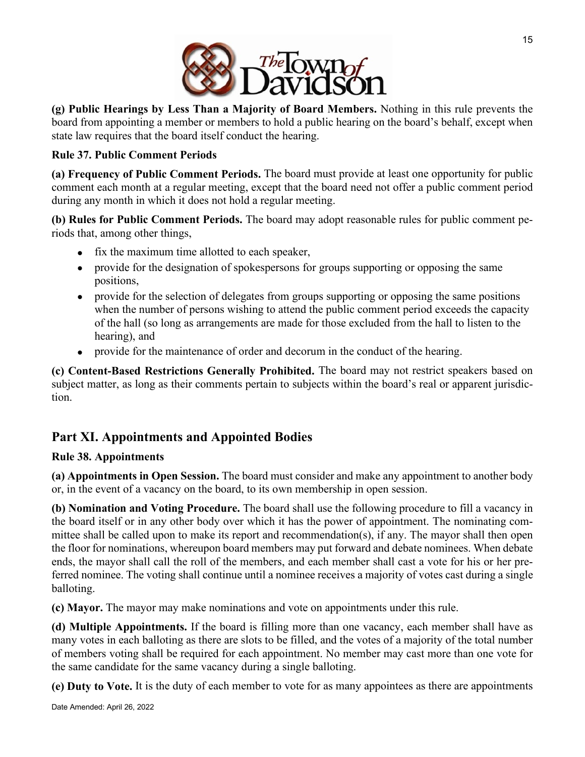**(g) Public Hearings by Less Than a Majority of Board Members.** Nothing in this rule prevents the board from appointing a member or members to hold a public hearing on the board's behalf, except when state law requires that the board itself conduct the hearing.

**Rule 37. Public Comment Periods**

**(a) Frequency of Public Comment Periods.** The board must provide at least one opportunity for public comment each month at a regular meeting, except that the board need not offer a public comment period during any month in which it does not hold a regular meeting.

**(b) Rules for Public Comment Periods.** The board may adopt reasonable rules for public comment periods that, among other things,

- fix the maximum time allotted to each speaker,
- provide for the designation of spokespersons for groups supporting or opposing the same positions,
- provide for the selection of delegates from groups supporting or opposing the same positions when the number of persons wishing to attend the public comment period exceeds the capacity of the hall (so long as arrangements are made for those excluded from the hall to listen to the hearing), and
- provide for the maintenance of order and decorum in the conduct of the hearing.

**(c) Content-Based Restrictions Generally Prohibited.** The board may not restrict speakers based on subject matter, as long as their comments pertain to subjects within the board's real or apparent jurisdiction.

## Part XI. Appointments and Appointed Bodies

**Rule 38. Appointments**

**(a) Appointments in Open Session.** The board must consider and make any appointment to another body or, in the event of a vacancy on the board, to its own membership in open session.

**(b) Nomination and Voting Procedure.** The board shall use the following procedure to fill a vacancy in the board itself or in any other body over which it has the power of appointment. The nominating committee shall be called upon to make its report and recommendation(s), if any. The mayor shall then open the floor for nominations, whereupon board members may put forward and debate nominees. When debate ends, the mayor shall call the roll of the members, and each member shall cast a vote for his or her preferred nominee. The voting shall continue until a nominee receives a majority of votes cast during a single balloting.

**(c) Mayor.** The mayor may make nominations and vote on appointments under this rule.

**(d) Multiple Appointments.** If the board is filling more than one vacancy, each member shall have as many votes in each balloting as there are slots to be filled, and the votes of a majority of the total number of members voting shall be required for each appointment. No member may cast more than one vote for the same candidate for the same vacancy during a single balloting.

**(e) Duty to Vote.** It is the duty of each member to vote for as many appointees as there are appointments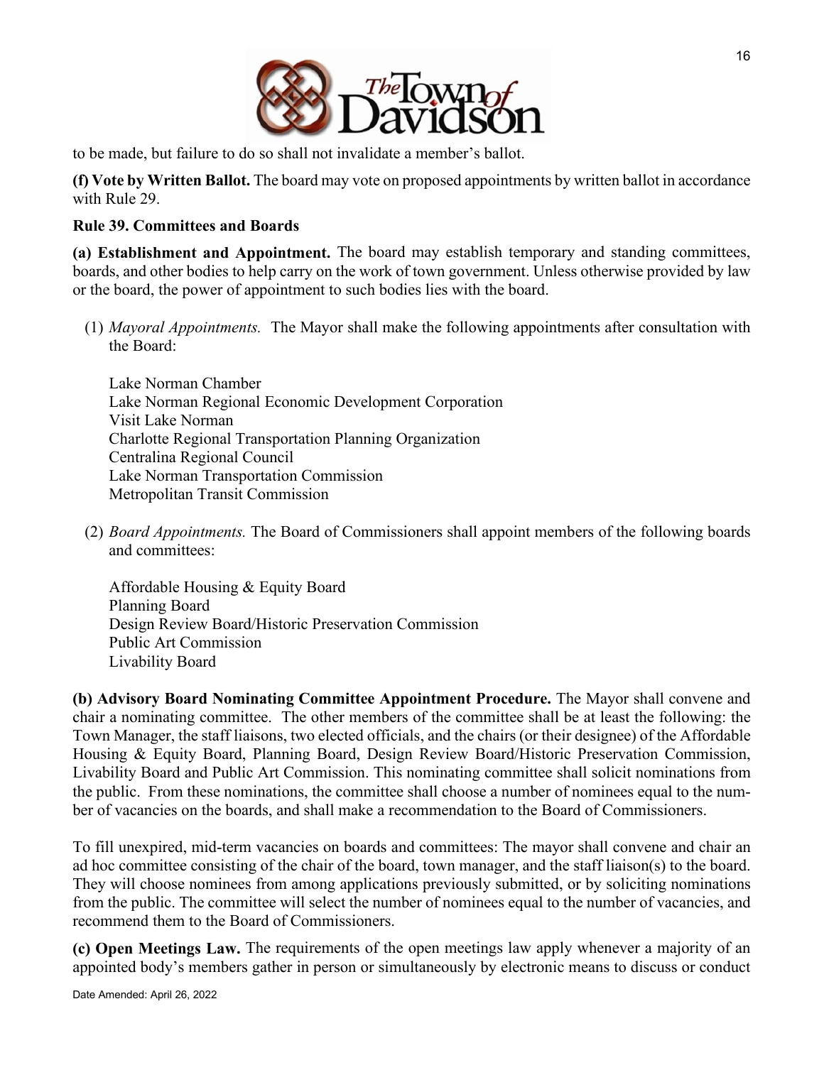to be made, but failure to do so shall not invalidate a member's ballot.

**(f) Vote by Written Ballot.** The board may vote on proposed appointments by written ballot in accordance with Rule 29.

**Rule 39. Committees and Boards**

**(a) Establishment and Appointment.** The board may establish temporary and standing committees, boards, and other bodies to help carry on the work of town government. Unless otherwise provided by law or the board, the power of appointment to such bodies lies with the board.

(1) *Mayoral Appointments.* The Mayor shall make the following appointments after consultation with the Board:

Lake Norman Chamber
Lake Norman Regional Economic Development Corporation
Visit Lake Norman
Charlotte Regional Transportation Planning Organization
Centralina Regional Council
Lake Norman Transportation Commission
Metropolitan Transit Commission

(2) *Board Appointments.* The Board of Commissioners shall appoint members of the following boards and committees:

Affordable Housing & Equity Board
Planning Board
Design Review Board/Historic Preservation Commission
Public Art Commission
Livability Board

**(b) Advisory Board Nominating Committee Appointment Procedure.** The Mayor shall convene and chair a nominating committee. The other members of the committee shall be at least the following: the Town Manager, the staff liaisons, two elected officials, and the chairs (or their designee) of the Affordable Housing & Equity Board, Planning Board, Design Review Board/Historic Preservation Commission, Livability Board and Public Art Commission. This nominating committee shall solicit nominations from the public. From these nominations, the committee shall choose a number of nominees equal to the number of vacancies on the boards, and shall make a recommendation to the Board of Commissioners.

To fill unexpired, mid-term vacancies on boards and committees: The mayor shall convene and chair an ad hoc committee consisting of the chair of the board, town manager, and the staff liaison(s) to the board. They will choose nominees from among applications previously submitted, or by soliciting nominations from the public. The committee will select the number of nominees equal to the number of vacancies, and recommend them to the Board of Commissioners.

**(c) Open Meetings Law.** The requirements of the open meetings law apply whenever a majority of an appointed body's members gather in person or simultaneously by electronic means to discuss or conduct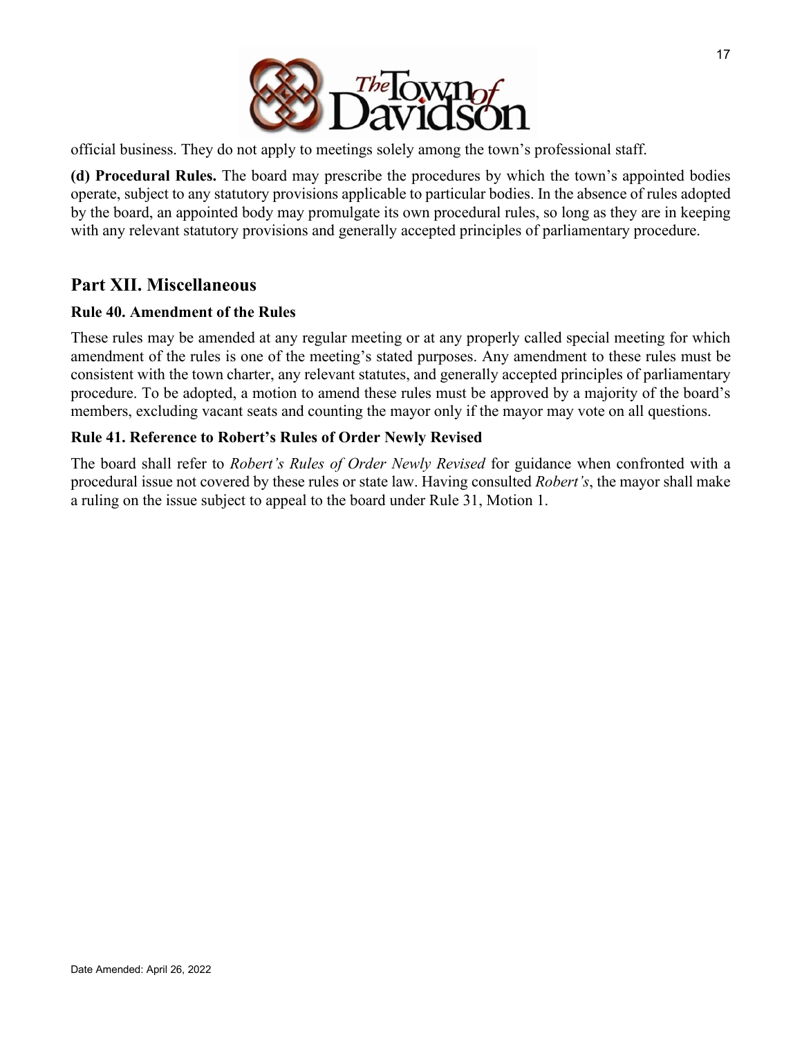official business. They do not apply to meetings solely among the town's professional staff.

**(d) Procedural Rules.** The board may prescribe the procedures by which the town's appointed bodies operate, subject to any statutory provisions applicable to particular bodies. In the absence of rules adopted by the board, an appointed body may promulgate its own procedural rules, so long as they are in keeping with any relevant statutory provisions and generally accepted principles of parliamentary procedure.

## Part XII. Miscellaneous

### Rule 40. Amendment of the Rules

These rules may be amended at any regular meeting or at any properly called special meeting for which amendment of the rules is one of the meeting's stated purposes. Any amendment to these rules must be consistent with the town charter, any relevant statutes, and generally accepted principles of parliamentary procedure. To be adopted, a motion to amend these rules must be approved by a majority of the board's members, excluding vacant seats and counting the mayor only if the mayor may vote on all questions.

### Rule 41. Reference to Robert's Rules of Order Newly Revised

The board shall refer to *Robert's Rules of Order Newly Revised* for guidance when confronted with a procedural issue not covered by these rules or state law. Having consulted *Robert's*, the mayor shall make a ruling on the issue subject to appeal to the board under Rule 31, Motion 1.